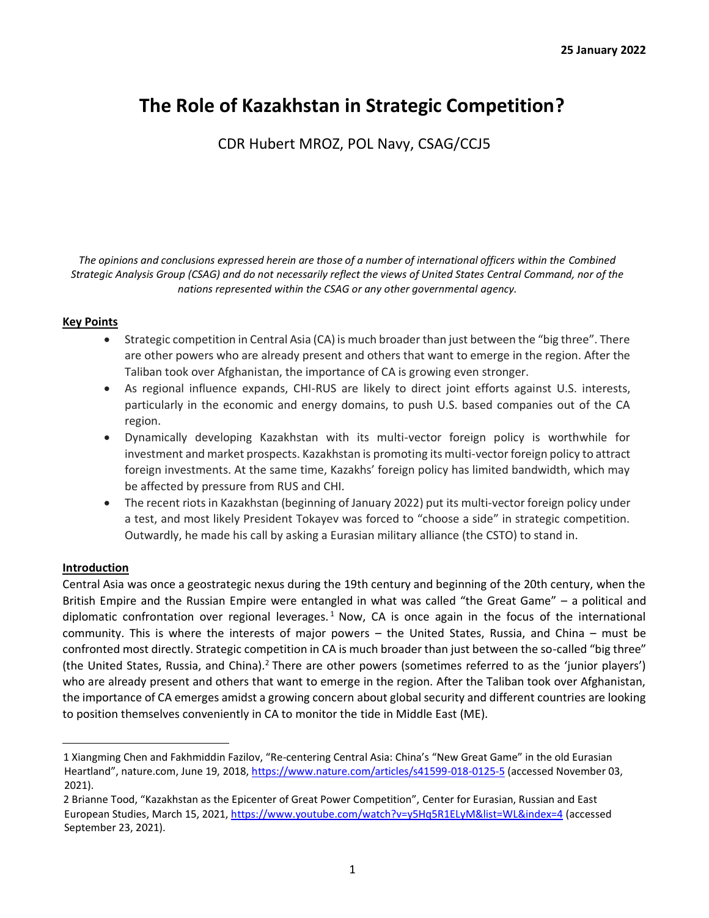**25 January 2022**

# The Role of Kazakhstan in Strategic Competition?

CDR Hubert MROZ, POL Navy, CSAG/CCJ5

*The opinions and conclusions expressed herein are those of a number of international officers within the Combined Strategic Analysis Group (CSAG) and do not necessarily reflect the views of United States Central Command, nor of the nations represented within the CSAG or any other governmental agency.*

## Key Points

- Strategic competition in Central Asia (CA) is much broader than just between the "big three". There are other powers who are already present and others that want to emerge in the region. After the Taliban took over Afghanistan, the importance of CA is growing even stronger.
- As regional influence expands, CHI-RUS are likely to direct joint efforts against U.S. interests, particularly in the economic and energy domains, to push U.S. based companies out of the CA region.
- Dynamically developing Kazakhstan with its multi-vector foreign policy is worthwhile for investment and market prospects. Kazakhstan is promoting its multi-vector foreign policy to attract foreign investments. At the same time, Kazakhs' foreign policy has limited bandwidth, which may be affected by pressure from RUS and CHI.
- The recent riots in Kazakhstan (beginning of January 2022) put its multi-vector foreign policy under a test, and most likely President Tokayev was forced to "choose a side" in strategic competition. Outwardly, he made his call by asking a Eurasian military alliance (the CSTO) to stand in.

## Introduction

Central Asia was once a geostrategic nexus during the 19th century and beginning of the 20th century, when the British Empire and the Russian Empire were entangled in what was called "the Great Game" – a political and diplomatic confrontation over regional leverages.[1] Now, CA is once again in the focus of the international community. This is where the interests of major powers – the United States, Russia, and China – must be confronted most directly. Strategic competition in CA is much broader than just between the so-called "big three" (the United States, Russia, and China).[2] There are other powers (sometimes referred to as the 'junior players') who are already present and others that want to emerge in the region. After the Taliban took over Afghanistan, the importance of CA emerges amidst a growing concern about global security and different countries are looking to position themselves conveniently in CA to monitor the tide in Middle East (ME).

---

1 Xiangming Chen and Fakhmiddin Fazilov, "Re-centering Central Asia: China's "New Great Game" in the old Eurasian Heartland", nature.com, June 19, 2018, https://www.nature.com/articles/s41599-018-0125-5 (accessed November 03, 2021).

2 Brianne Tood, "Kazakhstan as the Epicenter of Great Power Competition", Center for Eurasian, Russian and East European Studies, March 15, 2021, https://www.youtube.com/watch?v=y5Hq5R1ELyM&list=WL&index=4 (accessed September 23, 2021).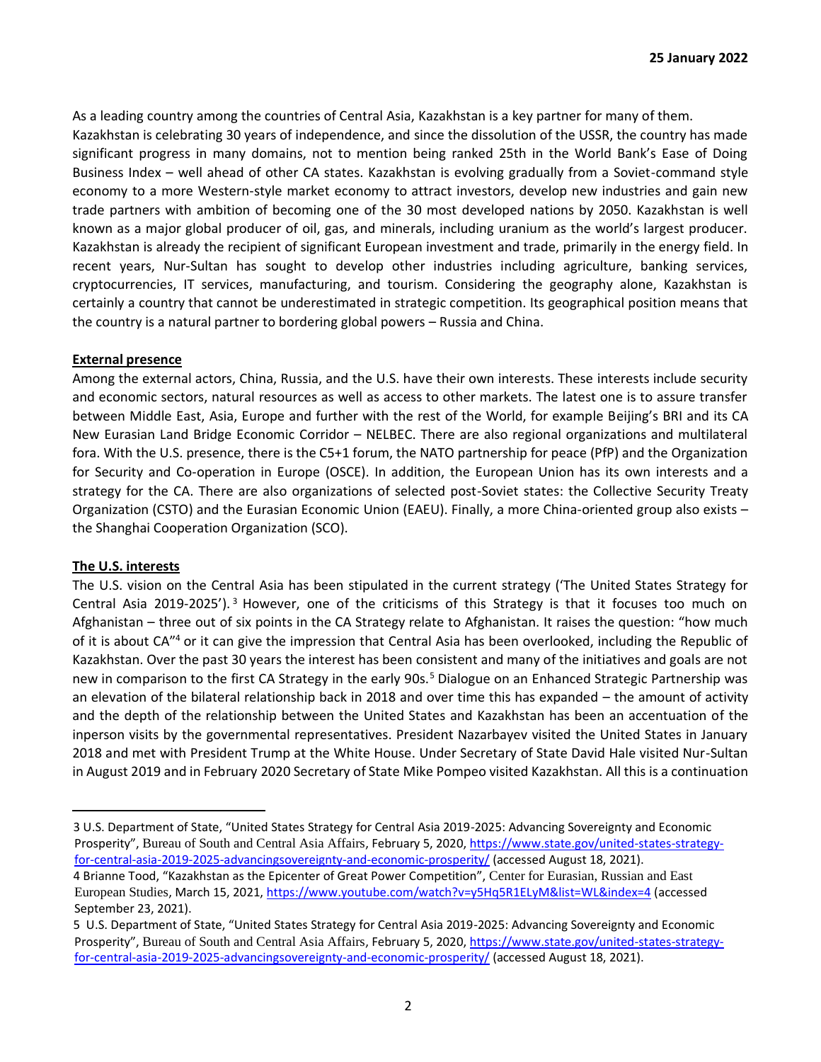**25 January 2022**

As a leading country among the countries of Central Asia, Kazakhstan is a key partner for many of them. Kazakhstan is celebrating 30 years of independence, and since the dissolution of the USSR, the country has made significant progress in many domains, not to mention being ranked 25th in the World Bank's Ease of Doing Business Index – well ahead of other CA states. Kazakhstan is evolving gradually from a Soviet-command style economy to a more Western-style market economy to attract investors, develop new industries and gain new trade partners with ambition of becoming one of the 30 most developed nations by 2050. Kazakhstan is well known as a major global producer of oil, gas, and minerals, including uranium as the world's largest producer. Kazakhstan is already the recipient of significant European investment and trade, primarily in the energy field. In recent years, Nur-Sultan has sought to develop other industries including agriculture, banking services, cryptocurrencies, IT services, manufacturing, and tourism. Considering the geography alone, Kazakhstan is certainly a country that cannot be underestimated in strategic competition. Its geographical position means that the country is a natural partner to bordering global powers – Russia and China.

**External presence**

Among the external actors, China, Russia, and the U.S. have their own interests. These interests include security and economic sectors, natural resources as well as access to other markets. The latest one is to assure transfer between Middle East, Asia, Europe and further with the rest of the World, for example Beijing's BRI and its CA New Eurasian Land Bridge Economic Corridor – NELBEC. There are also regional organizations and multilateral fora. With the U.S. presence, there is the C5+1 forum, the NATO partnership for peace (PfP) and the Organization for Security and Co-operation in Europe (OSCE). In addition, the European Union has its own interests and a strategy for the CA. There are also organizations of selected post-Soviet states: the Collective Security Treaty Organization (CSTO) and the Eurasian Economic Union (EAEU). Finally, a more China-oriented group also exists – the Shanghai Cooperation Organization (SCO).

**The U.S. interests**

The U.S. vision on the Central Asia has been stipulated in the current strategy ('The United States Strategy for Central Asia 2019-2025').[3] However, one of the criticisms of this Strategy is that it focuses too much on Afghanistan – three out of six points in the CA Strategy relate to Afghanistan. It raises the question: "how much of it is about CA"[4] or it can give the impression that Central Asia has been overlooked, including the Republic of Kazakhstan. Over the past 30 years the interest has been consistent and many of the initiatives and goals are not new in comparison to the first CA Strategy in the early 90s.[5] Dialogue on an Enhanced Strategic Partnership was an elevation of the bilateral relationship back in 2018 and over time this has expanded – the amount of activity and the depth of the relationship between the United States and Kazakhstan has been an accentuation of the inperson visits by the governmental representatives. President Nazarbayev visited the United States in January 2018 and met with President Trump at the White House. Under Secretary of State David Hale visited Nur-Sultan in August 2019 and in February 2020 Secretary of State Mike Pompeo visited Kazakhstan. All this is a continuation

---

3 U.S. Department of State, "United States Strategy for Central Asia 2019-2025: Advancing Sovereignty and Economic Prosperity", Bureau of South and Central Asia Affairs, February 5, 2020, https://www.state.gov/united-states-strategy-for-central-asia-2019-2025-advancingsovereignty-and-economic-prosperity/ (accessed August 18, 2021).

4 Brianne Tood, "Kazakhstan as the Epicenter of Great Power Competition", Center for Eurasian, Russian and East European Studies, March 15, 2021, https://www.youtube.com/watch?v=y5Hq5R1ELyM&list=WL&index=4 (accessed September 23, 2021).

5 U.S. Department of State, "United States Strategy for Central Asia 2019-2025: Advancing Sovereignty and Economic Prosperity", Bureau of South and Central Asia Affairs, February 5, 2020, https://www.state.gov/united-states-strategy-for-central-asia-2019-2025-advancingsovereignty-and-economic-prosperity/ (accessed August 18, 2021).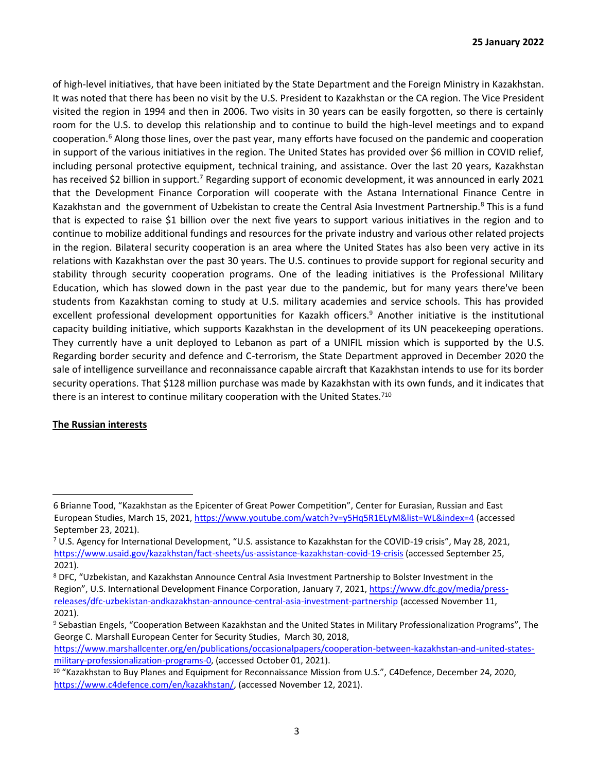of high-level initiatives, that have been initiated by the State Department and the Foreign Ministry in Kazakhstan. It was noted that there has been no visit by the U.S. President to Kazakhstan or the CA region. The Vice President visited the region in 1994 and then in 2006. Two visits in 30 years can be easily forgotten, so there is certainly room for the U.S. to develop this relationship and to continue to build the high-level meetings and to expand cooperation.[6] Along those lines, over the past year, many efforts have focused on the pandemic and cooperation in support of the various initiatives in the region. The United States has provided over $6 million in COVID relief, including personal protective equipment, technical training, and assistance. Over the last 20 years, Kazakhstan has received $2 billion in support.[7] Regarding support of economic development, it was announced in early 2021 that the Development Finance Corporation will cooperate with the Astana International Finance Centre in Kazakhstan and the government of Uzbekistan to create the Central Asia Investment Partnership.[8] This is a fund that is expected to raise $1 billion over the next five years to support various initiatives in the region and to continue to mobilize additional fundings and resources for the private industry and various other related projects in the region. Bilateral security cooperation is an area where the United States has also been very active in its relations with Kazakhstan over the past 30 years. The U.S. continues to provide support for regional security and stability through security cooperation programs. One of the leading initiatives is the Professional Military Education, which has slowed down in the past year due to the pandemic, but for many years there've been students from Kazakhstan coming to study at U.S. military academies and service schools. This has provided excellent professional development opportunities for Kazakh officers.[9] Another initiative is the institutional capacity building initiative, which supports Kazakhstan in the development of its UN peacekeeping operations. They currently have a unit deployed to Lebanon as part of a UNIFIL mission which is supported by the U.S. Regarding border security and defence and C-terrorism, the State Department approved in December 2020 the sale of intelligence surveillance and reconnaissance capable aircraft that Kazakhstan intends to use for its border security operations. That $128 million purchase was made by Kazakhstan with its own funds, and it indicates that there is an interest to continue military cooperation with the United States.[7][10]

**The Russian interests**

---

6 Brianne Tood, "Kazakhstan as the Epicenter of Great Power Competition", Center for Eurasian, Russian and East European Studies, March 15, 2021, https://www.youtube.com/watch?v=y5Hq5R1ELyM&list=WL&index=4 (accessed September 23, 2021).

[7] U.S. Agency for International Development, "U.S. assistance to Kazakhstan for the COVID-19 crisis", May 28, 2021, https://www.usaid.gov/kazakhstan/fact-sheets/us-assistance-kazakhstan-covid-19-crisis (accessed September 25, 2021).

[8] DFC, "Uzbekistan, and Kazakhstan Announce Central Asia Investment Partnership to Bolster Investment in the Region", U.S. International Development Finance Corporation, January 7, 2021, https://www.dfc.gov/media/press-releases/dfc-uzbekistan-andkazakhstan-announce-central-asia-investment-partnership (accessed November 11, 2021).

[9] Sebastian Engels, "Cooperation Between Kazakhstan and the United States in Military Professionalization Programs", The George C. Marshall European Center for Security Studies, March 30, 2018, https://www.marshallcenter.org/en/publications/occasionalpapers/cooperation-between-kazakhstan-and-united-states-military-professionalization-programs-0, (accessed October 01, 2021).

[10] "Kazakhstan to Buy Planes and Equipment for Reconnaissance Mission from U.S.", C4Defence, December 24, 2020, https://www.c4defence.com/en/kazakhstan/, (accessed November 12, 2021).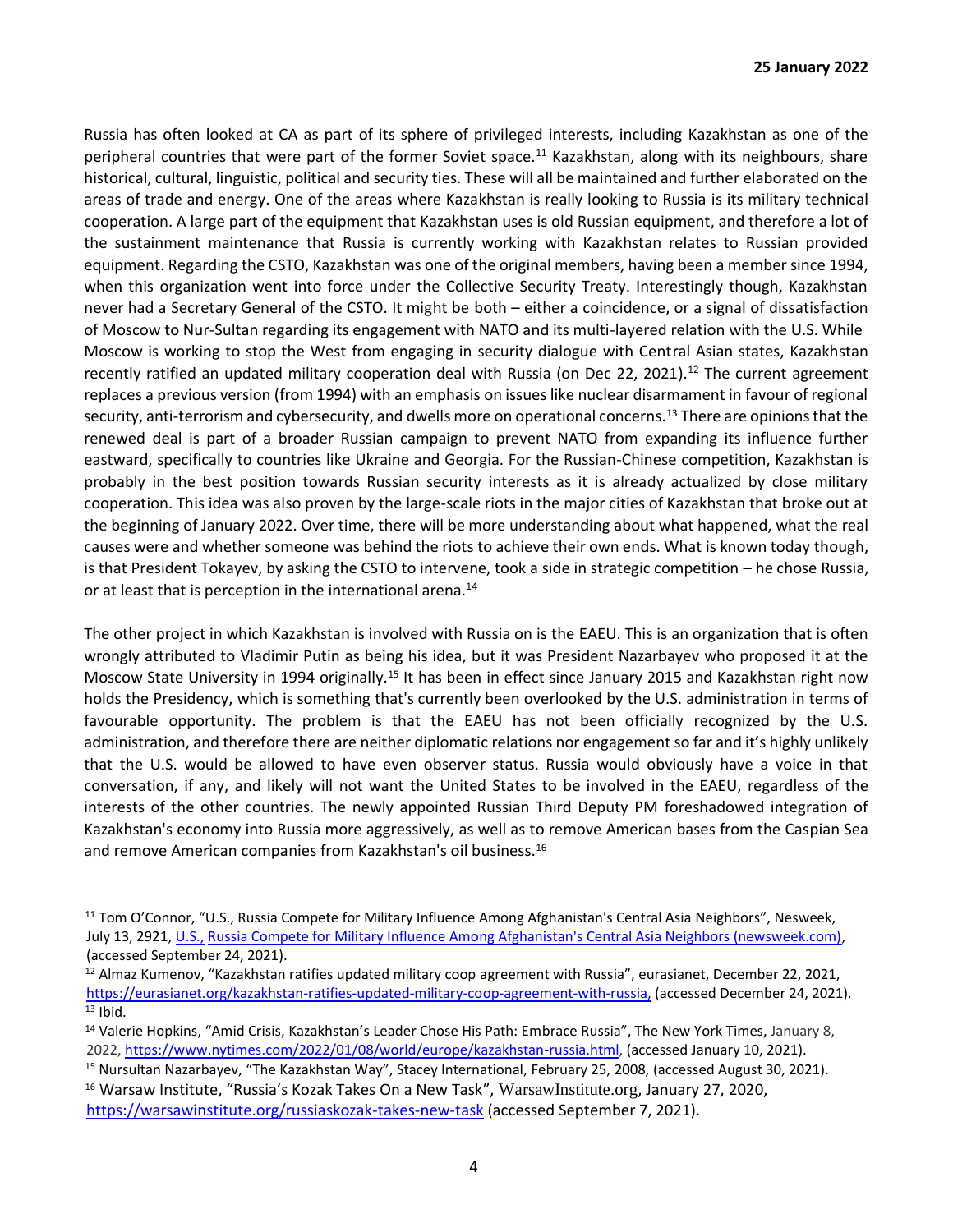Russia has often looked at CA as part of its sphere of privileged interests, including Kazakhstan as one of the peripheral countries that were part of the former Soviet space.[11] Kazakhstan, along with its neighbours, share historical, cultural, linguistic, political and security ties. These will all be maintained and further elaborated on the areas of trade and energy. One of the areas where Kazakhstan is really looking to Russia is its military technical cooperation. A large part of the equipment that Kazakhstan uses is old Russian equipment, and therefore a lot of the sustainment maintenance that Russia is currently working with Kazakhstan relates to Russian provided equipment. Regarding the CSTO, Kazakhstan was one of the original members, having been a member since 1994, when this organization went into force under the Collective Security Treaty. Interestingly though, Kazakhstan never had a Secretary General of the CSTO. It might be both – either a coincidence, or a signal of dissatisfaction of Moscow to Nur-Sultan regarding its engagement with NATO and its multi-layered relation with the U.S. While Moscow is working to stop the West from engaging in security dialogue with Central Asian states, Kazakhstan recently ratified an updated military cooperation deal with Russia (on Dec 22, 2021).[12] The current agreement replaces a previous version (from 1994) with an emphasis on issues like nuclear disarmament in favour of regional security, anti-terrorism and cybersecurity, and dwells more on operational concerns.[13] There are opinions that the renewed deal is part of a broader Russian campaign to prevent NATO from expanding its influence further eastward, specifically to countries like Ukraine and Georgia. For the Russian-Chinese competition, Kazakhstan is probably in the best position towards Russian security interests as it is already actualized by close military cooperation. This idea was also proven by the large-scale riots in the major cities of Kazakhstan that broke out at the beginning of January 2022. Over time, there will be more understanding about what happened, what the real causes were and whether someone was behind the riots to achieve their own ends. What is known today though, is that President Tokayev, by asking the CSTO to intervene, took a side in strategic competition – he chose Russia, or at least that is perception in the international arena.[14]

The other project in which Kazakhstan is involved with Russia on is the EAEU. This is an organization that is often wrongly attributed to Vladimir Putin as being his idea, but it was President Nazarbayev who proposed it at the Moscow State University in 1994 originally.[15] It has been in effect since January 2015 and Kazakhstan right now holds the Presidency, which is something that's currently been overlooked by the U.S. administration in terms of favourable opportunity. The problem is that the EAEU has not been officially recognized by the U.S. administration, and therefore there are neither diplomatic relations nor engagement so far and it's highly unlikely that the U.S. would be allowed to have even observer status. Russia would obviously have a voice in that conversation, if any, and likely will not want the United States to be involved in the EAEU, regardless of the interests of the other countries. The newly appointed Russian Third Deputy PM foreshadowed integration of Kazakhstan's economy into Russia more aggressively, as well as to remove American bases from the Caspian Sea and remove American companies from Kazakhstan's oil business.[16]

---

[11] Tom O'Connor, "U.S., Russia Compete for Military Influence Among Afghanistan's Central Asia Neighbors", Nesweek, July 13, 2921, U.S., Russia Compete for Military Influence Among Afghanistan's Central Asia Neighbors (newsweek.com), (accessed September 24, 2021).

[12] Almaz Kumenov, "Kazakhstan ratifies updated military coop agreement with Russia", eurasianet, December 22, 2021, https://eurasianet.org/kazakhstan-ratifies-updated-military-coop-agreement-with-russia, (accessed December 24, 2021).

[13] Ibid.

[14] Valerie Hopkins, "Amid Crisis, Kazakhstan's Leader Chose His Path: Embrace Russia", The New York Times, January 8, 2022, https://www.nytimes.com/2022/01/08/world/europe/kazakhstan-russia.html, (accessed January 10, 2021).

[15] Nursultan Nazarbayev, "The Kazakhstan Way", Stacey International, February 25, 2008, (accessed August 30, 2021).

[16] Warsaw Institute, "Russia's Kozak Takes On a New Task", WarsawInstitute.org, January 27, 2020, https://warsawinstitute.org/russiaskozak-takes-new-task (accessed September 7, 2021).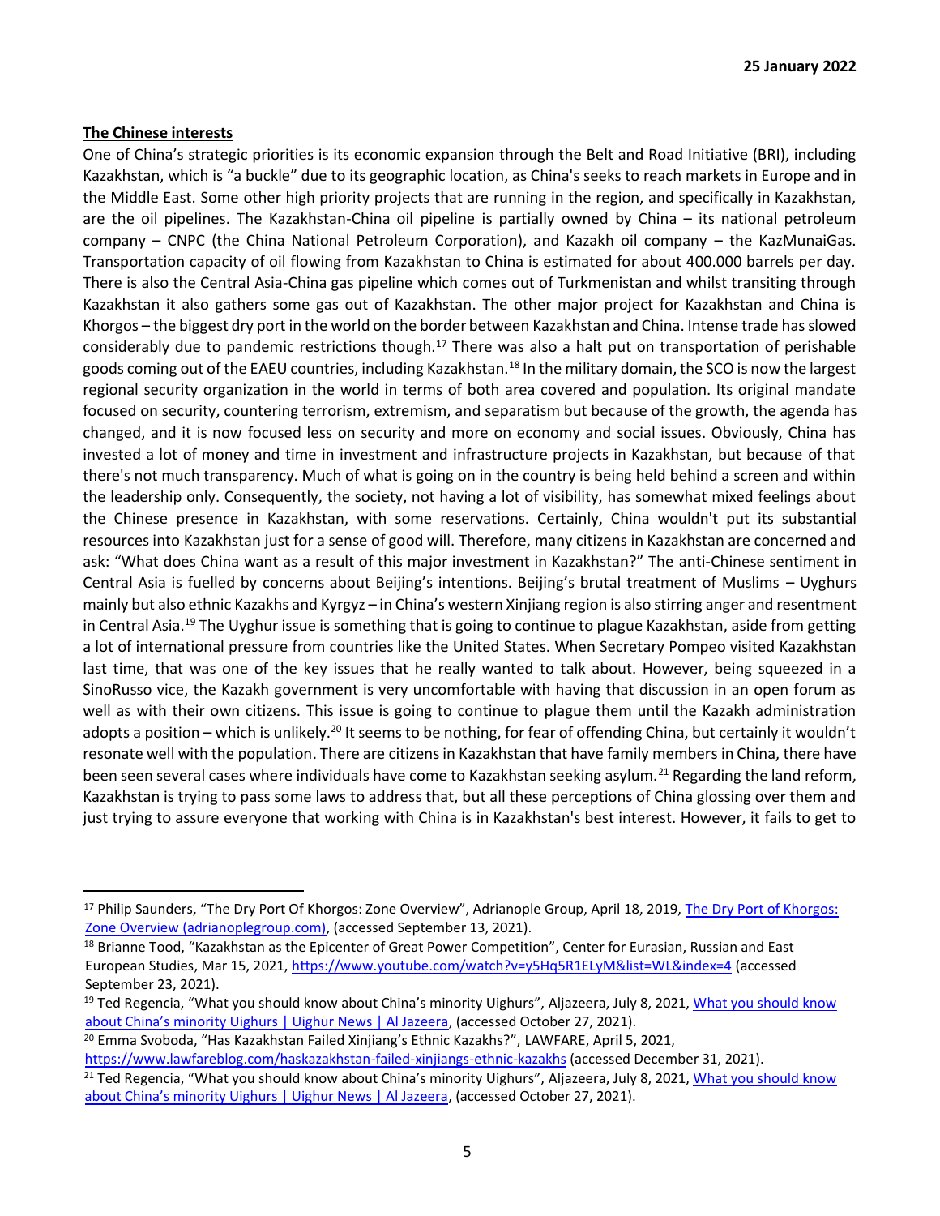**The Chinese interests**

One of China's strategic priorities is its economic expansion through the Belt and Road Initiative (BRI), including Kazakhstan, which is "a buckle" due to its geographic location, as China's seeks to reach markets in Europe and in the Middle East. Some other high priority projects that are running in the region, and specifically in Kazakhstan, are the oil pipelines. The Kazakhstan-China oil pipeline is partially owned by China – its national petroleum company – CNPC (the China National Petroleum Corporation), and Kazakh oil company – the KazMunaiGas. Transportation capacity of oil flowing from Kazakhstan to China is estimated for about 400.000 barrels per day. There is also the Central Asia-China gas pipeline which comes out of Turkmenistan and whilst transiting through Kazakhstan it also gathers some gas out of Kazakhstan. The other major project for Kazakhstan and China is Khorgos – the biggest dry port in the world on the border between Kazakhstan and China. Intense trade has slowed considerably due to pandemic restrictions though.[17] There was also a halt put on transportation of perishable goods coming out of the EAEU countries, including Kazakhstan.[18] In the military domain, the SCO is now the largest regional security organization in the world in terms of both area covered and population. Its original mandate focused on security, countering terrorism, extremism, and separatism but because of the growth, the agenda has changed, and it is now focused less on security and more on economy and social issues. Obviously, China has invested a lot of money and time in investment and infrastructure projects in Kazakhstan, but because of that there's not much transparency. Much of what is going on in the country is being held behind a screen and within the leadership only. Consequently, the society, not having a lot of visibility, has somewhat mixed feelings about the Chinese presence in Kazakhstan, with some reservations. Certainly, China wouldn't put its substantial resources into Kazakhstan just for a sense of good will. Therefore, many citizens in Kazakhstan are concerned and ask: "What does China want as a result of this major investment in Kazakhstan?" The anti-Chinese sentiment in Central Asia is fuelled by concerns about Beijing's intentions. Beijing's brutal treatment of Muslims – Uyghurs mainly but also ethnic Kazakhs and Kyrgyz – in China's western Xinjiang region is also stirring anger and resentment in Central Asia.[19] The Uyghur issue is something that is going to continue to plague Kazakhstan, aside from getting a lot of international pressure from countries like the United States. When Secretary Pompeo visited Kazakhstan last time, that was one of the key issues that he really wanted to talk about. However, being squeezed in a SinoRusso vice, the Kazakh government is very uncomfortable with having that discussion in an open forum as well as with their own citizens. This issue is going to continue to plague them until the Kazakh administration adopts a position – which is unlikely.[20] It seems to be nothing, for fear of offending China, but certainly it wouldn't resonate well with the population. There are citizens in Kazakhstan that have family members in China, there have been seen several cases where individuals have come to Kazakhstan seeking asylum.[21] Regarding the land reform, Kazakhstan is trying to pass some laws to address that, but all these perceptions of China glossing over them and just trying to assure everyone that working with China is in Kazakhstan's best interest. However, it fails to get to

---

[17] Philip Saunders, "The Dry Port Of Khorgos: Zone Overview", Adrianople Group, April 18, 2019, The Dry Port of Khorgos: Zone Overview (adrianoplegroup.com), (accessed September 13, 2021).

[18] Brianne Tood, "Kazakhstan as the Epicenter of Great Power Competition", Center for Eurasian, Russian and East European Studies, Mar 15, 2021, https://www.youtube.com/watch?v=y5Hq5R1ELyM&list=WL&index=4 (accessed September 23, 2021).

[19] Ted Regencia, "What you should know about China's minority Uighurs", Aljazeera, July 8, 2021, What you should know about China's minority Uighurs | Uighur News | Al Jazeera, (accessed October 27, 2021).

[20] Emma Svoboda, "Has Kazakhstan Failed Xinjiang's Ethnic Kazakhs?", LAWFARE, April 5, 2021, https://www.lawfareblog.com/haskazakhstan-failed-xinjiangs-ethnic-kazakhs (accessed December 31, 2021).

[21] Ted Regencia, "What you should know about China's minority Uighurs", Aljazeera, July 8, 2021, What you should know about China's minority Uighurs | Uighur News | Al Jazeera, (accessed October 27, 2021).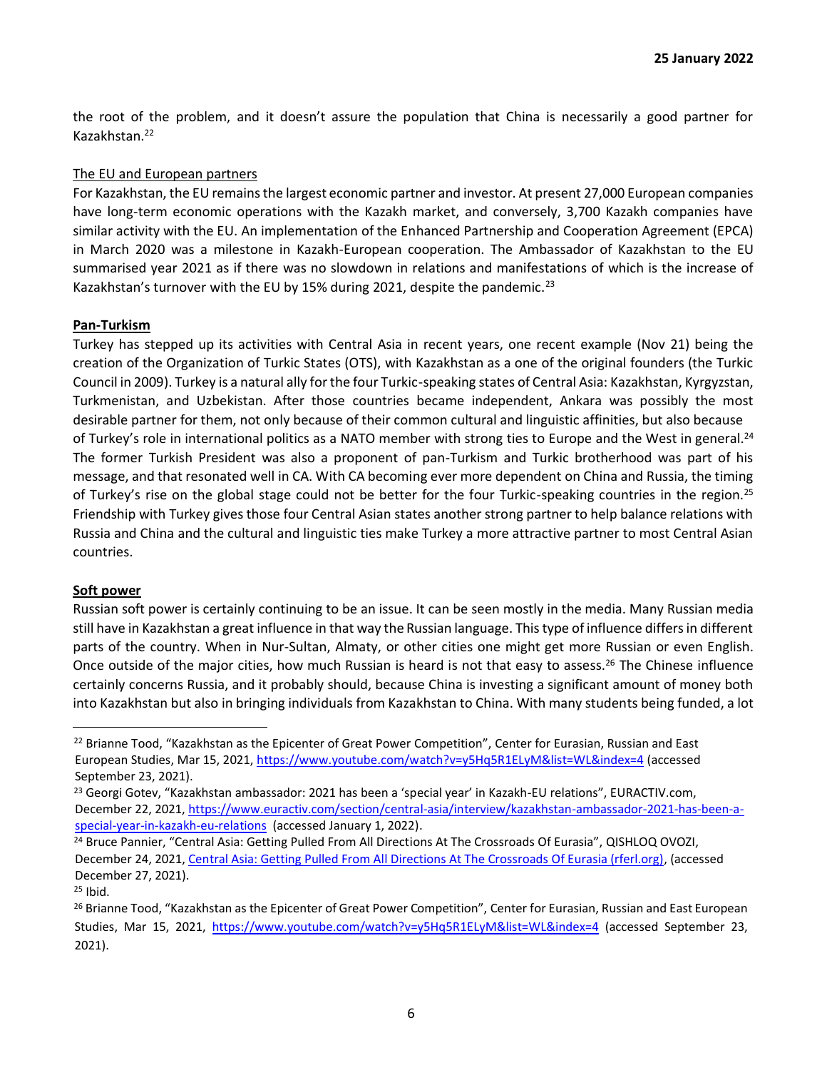the root of the problem, and it doesn't assure the population that China is necessarily a good partner for Kazakhstan.[22]

The EU and European partners

For Kazakhstan, the EU remains the largest economic partner and investor. At present 27,000 European companies have long-term economic operations with the Kazakh market, and conversely, 3,700 Kazakh companies have similar activity with the EU. An implementation of the Enhanced Partnership and Cooperation Agreement (EPCA) in March 2020 was a milestone in Kazakh-European cooperation. The Ambassador of Kazakhstan to the EU summarised year 2021 as if there was no slowdown in relations and manifestations of which is the increase of Kazakhstan's turnover with the EU by 15% during 2021, despite the pandemic.[23]

**Pan-Turkism**

Turkey has stepped up its activities with Central Asia in recent years, one recent example (Nov 21) being the creation of the Organization of Turkic States (OTS), with Kazakhstan as a one of the original founders (the Turkic Council in 2009). Turkey is a natural ally for the four Turkic-speaking states of Central Asia: Kazakhstan, Kyrgyzstan, Turkmenistan, and Uzbekistan. After those countries became independent, Ankara was possibly the most desirable partner for them, not only because of their common cultural and linguistic affinities, but also because of Turkey's role in international politics as a NATO member with strong ties to Europe and the West in general.[24] The former Turkish President was also a proponent of pan-Turkism and Turkic brotherhood was part of his message, and that resonated well in CA. With CA becoming ever more dependent on China and Russia, the timing of Turkey's rise on the global stage could not be better for the four Turkic-speaking countries in the region.[25] Friendship with Turkey gives those four Central Asian states another strong partner to help balance relations with Russia and China and the cultural and linguistic ties make Turkey a more attractive partner to most Central Asian countries.

**Soft power**

Russian soft power is certainly continuing to be an issue. It can be seen mostly in the media. Many Russian media still have in Kazakhstan a great influence in that way the Russian language. This type of influence differs in different parts of the country. When in Nur-Sultan, Almaty, or other cities one might get more Russian or even English. Once outside of the major cities, how much Russian is heard is not that easy to assess.[26] The Chinese influence certainly concerns Russia, and it probably should, because China is investing a significant amount of money both into Kazakhstan but also in bringing individuals from Kazakhstan to China. With many students being funded, a lot

---

[22] Brianne Tood, "Kazakhstan as the Epicenter of Great Power Competition", Center for Eurasian, Russian and East European Studies, Mar 15, 2021, https://www.youtube.com/watch?v=y5Hq5R1ELyM&list=WL&index=4 (accessed September 23, 2021).

[23] Georgi Gotev, "Kazakhstan ambassador: 2021 has been a 'special year' in Kazakh-EU relations", EURACTIV.com, December 22, 2021, https://www.euractiv.com/section/central-asia/interview/kazakhstan-ambassador-2021-has-been-a-special-year-in-kazakh-eu-relations (accessed January 1, 2022).

[24] Bruce Pannier, "Central Asia: Getting Pulled From All Directions At The Crossroads Of Eurasia", QISHLOQ OVOZI, December 24, 2021, Central Asia: Getting Pulled From All Directions At The Crossroads Of Eurasia (rferl.org), (accessed December 27, 2021).

[25] Ibid.

[26] Brianne Tood, "Kazakhstan as the Epicenter of Great Power Competition", Center for Eurasian, Russian and East European Studies, Mar 15, 2021, https://www.youtube.com/watch?v=y5Hq5R1ELyM&list=WL&index=4 (accessed September 23, 2021).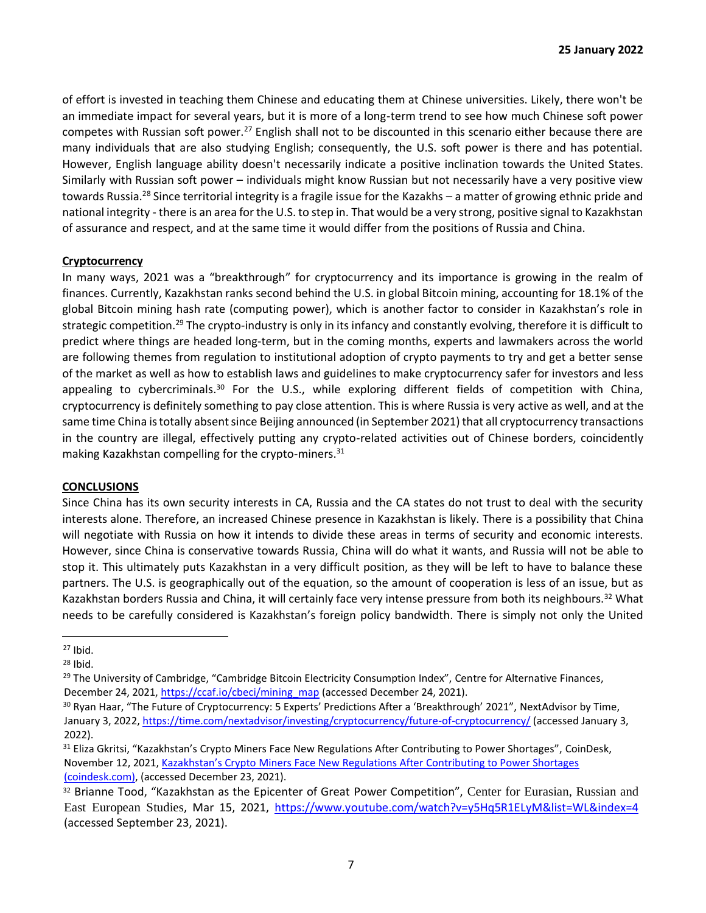of effort is invested in teaching them Chinese and educating them at Chinese universities. Likely, there won't be an immediate impact for several years, but it is more of a long-term trend to see how much Chinese soft power competes with Russian soft power.[27] English shall not to be discounted in this scenario either because there are many individuals that are also studying English; consequently, the U.S. soft power is there and has potential. However, English language ability doesn't necessarily indicate a positive inclination towards the United States. Similarly with Russian soft power – individuals might know Russian but not necessarily have a very positive view towards Russia.[28] Since territorial integrity is a fragile issue for the Kazakhs – a matter of growing ethnic pride and national integrity - there is an area for the U.S. to step in. That would be a very strong, positive signal to Kazakhstan of assurance and respect, and at the same time it would differ from the positions of Russia and China.

**Cryptocurrency**

In many ways, 2021 was a "breakthrough" for cryptocurrency and its importance is growing in the realm of finances. Currently, Kazakhstan ranks second behind the U.S. in global Bitcoin mining, accounting for 18.1% of the global Bitcoin mining hash rate (computing power), which is another factor to consider in Kazakhstan's role in strategic competition.[29] The crypto-industry is only in its infancy and constantly evolving, therefore it is difficult to predict where things are headed long-term, but in the coming months, experts and lawmakers across the world are following themes from regulation to institutional adoption of crypto payments to try and get a better sense of the market as well as how to establish laws and guidelines to make cryptocurrency safer for investors and less appealing to cybercriminals.[30] For the U.S., while exploring different fields of competition with China, cryptocurrency is definitely something to pay close attention. This is where Russia is very active as well, and at the same time China is totally absent since Beijing announced (in September 2021) that all cryptocurrency transactions in the country are illegal, effectively putting any crypto-related activities out of Chinese borders, coincidently making Kazakhstan compelling for the crypto-miners.[31]

**CONCLUSIONS**

Since China has its own security interests in CA, Russia and the CA states do not trust to deal with the security interests alone. Therefore, an increased Chinese presence in Kazakhstan is likely. There is a possibility that China will negotiate with Russia on how it intends to divide these areas in terms of security and economic interests. However, since China is conservative towards Russia, China will do what it wants, and Russia will not be able to stop it. This ultimately puts Kazakhstan in a very difficult position, as they will be left to have to balance these partners. The U.S. is geographically out of the equation, so the amount of cooperation is less of an issue, but as Kazakhstan borders Russia and China, it will certainly face very intense pressure from both its neighbours.[32] What needs to be carefully considered is Kazakhstan's foreign policy bandwidth. There is simply not only the United

---

[27] Ibid.

[28] Ibid.

[29] The University of Cambridge, "Cambridge Bitcoin Electricity Consumption Index", Centre for Alternative Finances, December 24, 2021, https://ccaf.io/cbeci/mining_map (accessed December 24, 2021).

[30] Ryan Haar, "The Future of Cryptocurrency: 5 Experts' Predictions After a 'Breakthrough' 2021", NextAdvisor by Time, January 3, 2022, https://time.com/nextadvisor/investing/cryptocurrency/future-of-cryptocurrency/ (accessed January 3, 2022).

[31] Eliza Gkritsi, "Kazakhstan's Crypto Miners Face New Regulations After Contributing to Power Shortages", CoinDesk, November 12, 2021, Kazakhstan's Crypto Miners Face New Regulations After Contributing to Power Shortages (coindesk.com), (accessed December 23, 2021).

[32] Brianne Tood, "Kazakhstan as the Epicenter of Great Power Competition", Center for Eurasian, Russian and East European Studies, Mar 15, 2021, https://www.youtube.com/watch?v=y5Hq5R1ELyM&list=WL&index=4 (accessed September 23, 2021).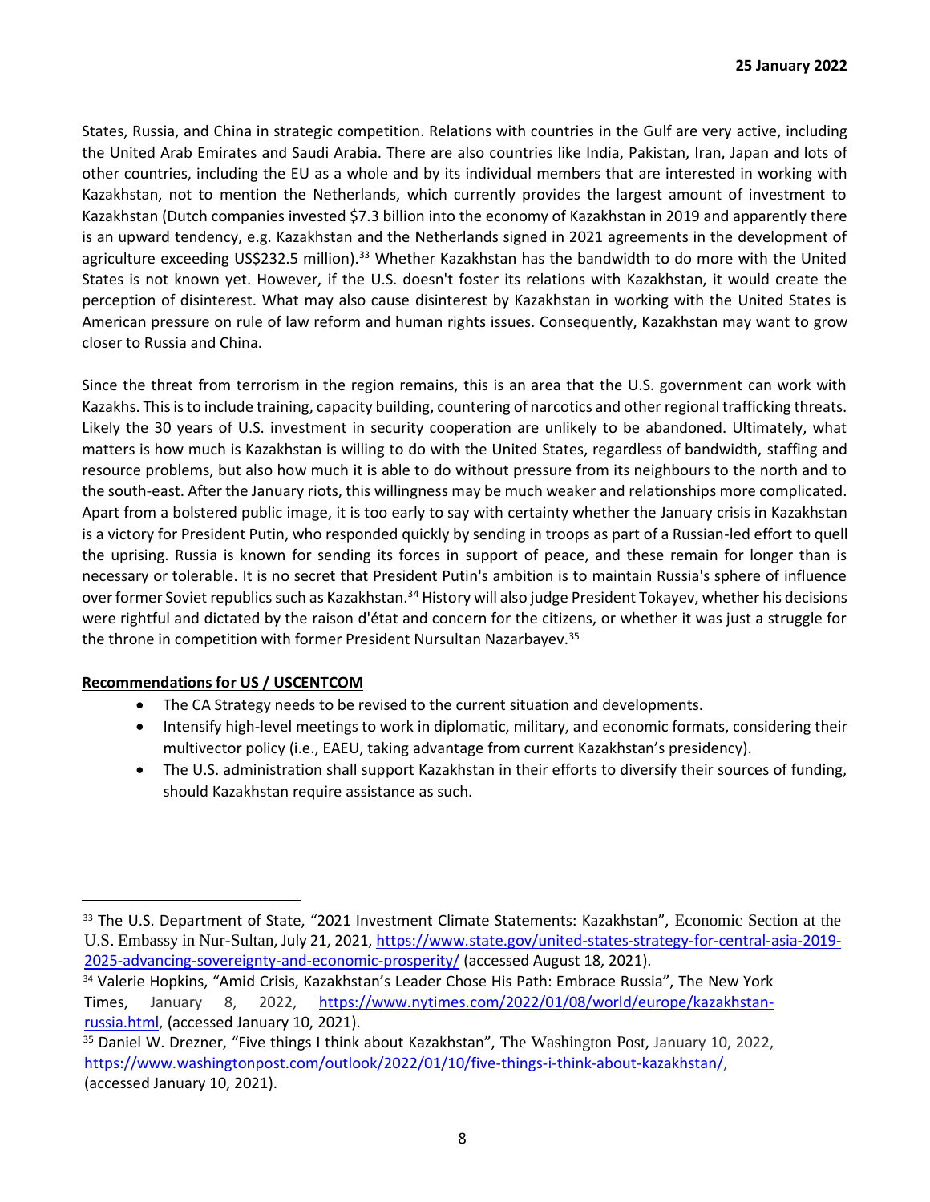States, Russia, and China in strategic competition. Relations with countries in the Gulf are very active, including the United Arab Emirates and Saudi Arabia. There are also countries like India, Pakistan, Iran, Japan and lots of other countries, including the EU as a whole and by its individual members that are interested in working with Kazakhstan, not to mention the Netherlands, which currently provides the largest amount of investment to Kazakhstan (Dutch companies invested $7.3 billion into the economy of Kazakhstan in 2019 and apparently there is an upward tendency, e.g. Kazakhstan and the Netherlands signed in 2021 agreements in the development of agriculture exceeding US$232.5 million).[33] Whether Kazakhstan has the bandwidth to do more with the United States is not known yet. However, if the U.S. doesn't foster its relations with Kazakhstan, it would create the perception of disinterest. What may also cause disinterest by Kazakhstan in working with the United States is American pressure on rule of law reform and human rights issues. Consequently, Kazakhstan may want to grow closer to Russia and China.

Since the threat from terrorism in the region remains, this is an area that the U.S. government can work with Kazakhs. This is to include training, capacity building, countering of narcotics and other regional trafficking threats. Likely the 30 years of U.S. investment in security cooperation are unlikely to be abandoned. Ultimately, what matters is how much is Kazakhstan is willing to do with the United States, regardless of bandwidth, staffing and resource problems, but also how much it is able to do without pressure from its neighbours to the north and to the south-east. After the January riots, this willingness may be much weaker and relationships more complicated. Apart from a bolstered public image, it is too early to say with certainty whether the January crisis in Kazakhstan is a victory for President Putin, who responded quickly by sending in troops as part of a Russian-led effort to quell the uprising. Russia is known for sending its forces in support of peace, and these remain for longer than is necessary or tolerable. It is no secret that President Putin's ambition is to maintain Russia's sphere of influence over former Soviet republics such as Kazakhstan.[34] History will also judge President Tokayev, whether his decisions were rightful and dictated by the raison d'état and concern for the citizens, or whether it was just a struggle for the throne in competition with former President Nursultan Nazarbayev.[35]

**Recommendations for US / USCENTCOM**

- The CA Strategy needs to be revised to the current situation and developments.
- Intensify high-level meetings to work in diplomatic, military, and economic formats, considering their multivector policy (i.e., EAEU, taking advantage from current Kazakhstan's presidency).
- The U.S. administration shall support Kazakhstan in their efforts to diversify their sources of funding, should Kazakhstan require assistance as such.

---

[33] The U.S. Department of State, "2021 Investment Climate Statements: Kazakhstan", Economic Section at the U.S. Embassy in Nur-Sultan, July 21, 2021, https://www.state.gov/united-states-strategy-for-central-asia-2019-2025-advancing-sovereignty-and-economic-prosperity/ (accessed August 18, 2021).

[34] Valerie Hopkins, "Amid Crisis, Kazakhstan's Leader Chose His Path: Embrace Russia", The New York Times, January 8, 2022, https://www.nytimes.com/2022/01/08/world/europe/kazakhstan-russia.html, (accessed January 10, 2021).

[35] Daniel W. Drezner, "Five things I think about Kazakhstan", The Washington Post, January 10, 2022, https://www.washingtonpost.com/outlook/2022/01/10/five-things-i-think-about-kazakhstan/, (accessed January 10, 2021).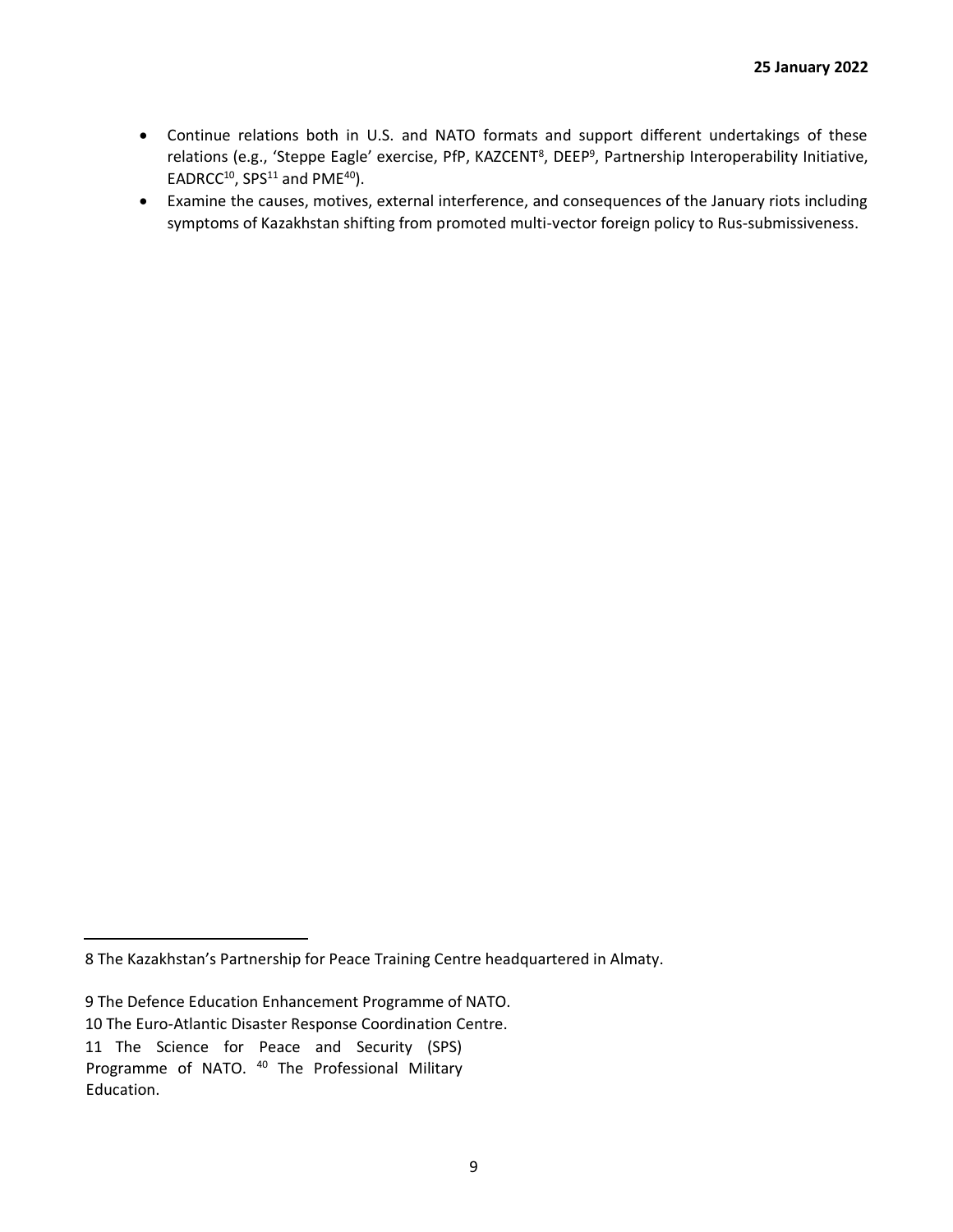- Continue relations both in U.S. and NATO formats and support different undertakings of these relations (e.g., 'Steppe Eagle' exercise, PfP, KAZCENT[8], DEEP[9], Partnership Interoperability Initiative, EADRCC[10], SPS[11] and PME[40]).
- Examine the causes, motives, external interference, and consequences of the January riots including symptoms of Kazakhstan shifting from promoted multi-vector foreign policy to Rus-submissiveness.

---

8 The Kazakhstan's Partnership for Peace Training Centre headquartered in Almaty.

9 The Defence Education Enhancement Programme of NATO.

10 The Euro-Atlantic Disaster Response Coordination Centre.

11 The Science for Peace and Security (SPS) Programme of NATO.

40 The Professional Military Education.